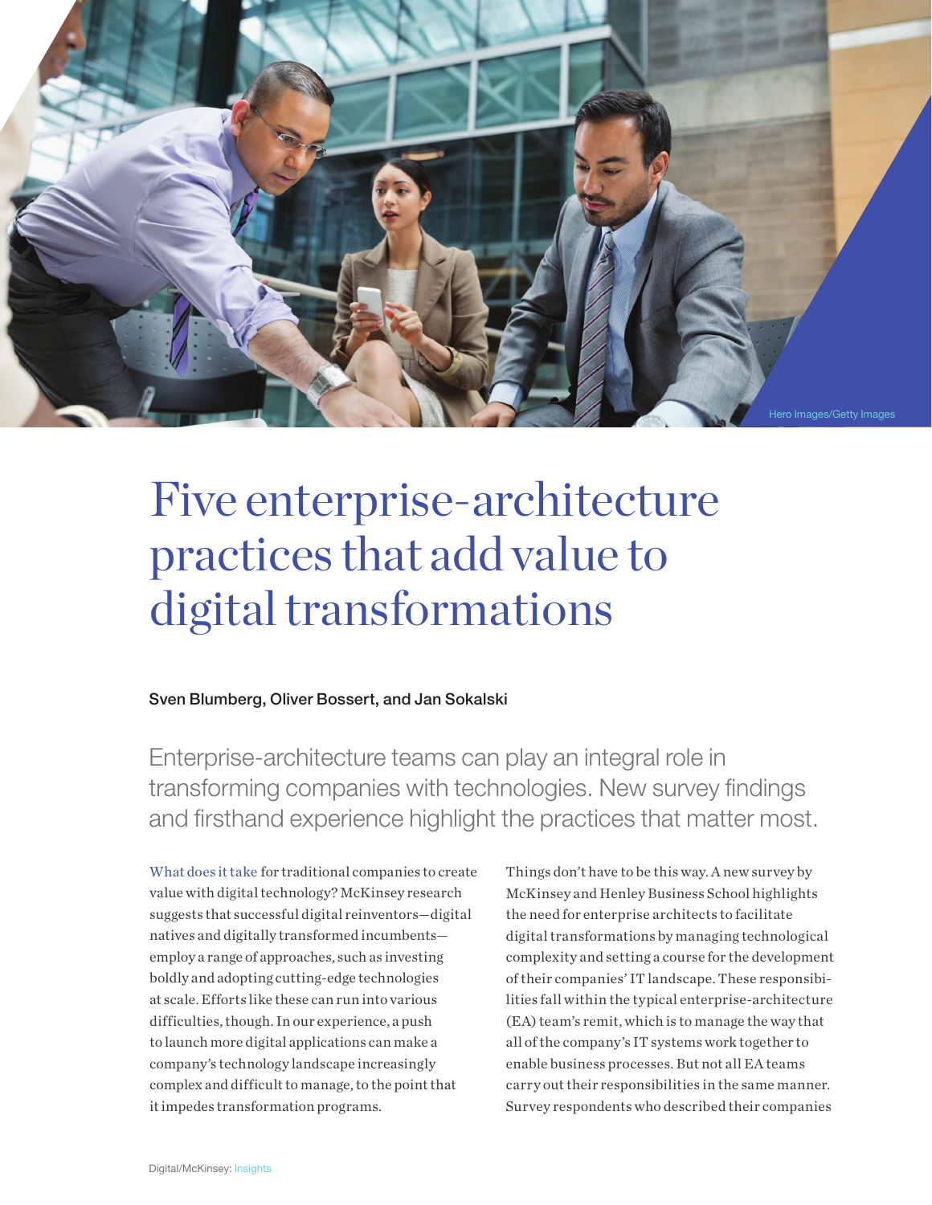Hero Images/Getty Images

# Five enterprise-architecture practices that add value to digital transformations

Sven Blumberg, Oliver Bossert, and Jan Sokalski

Enterprise-architecture teams can play an integral role in transforming companies with technologies. New survey findings and firsthand experience highlight the practices that matter most.

What does it take for traditional companies to create value with digital technology? McKinsey research suggests that successful digital reinventors—digital natives and digitally transformed incumbents—employ a range of approaches, such as investing boldly and adopting cutting-edge technologies at scale. Efforts like these can run into various difficulties, though. In our experience, a push to launch more digital applications can make a company's technology landscape increasingly complex and difficult to manage, to the point that it impedes transformation programs.

Things don't have to be this way. A new survey by McKinsey and Henley Business School highlights the need for enterprise architects to facilitate digital transformations by managing technological complexity and setting a course for the development of their companies' IT landscape. These responsibilities fall within the typical enterprise-architecture (EA) team's remit, which is to manage the way that all of the company's IT systems work together to enable business processes. But not all EA teams carry out their responsibilities in the same manner. Survey respondents who described their companies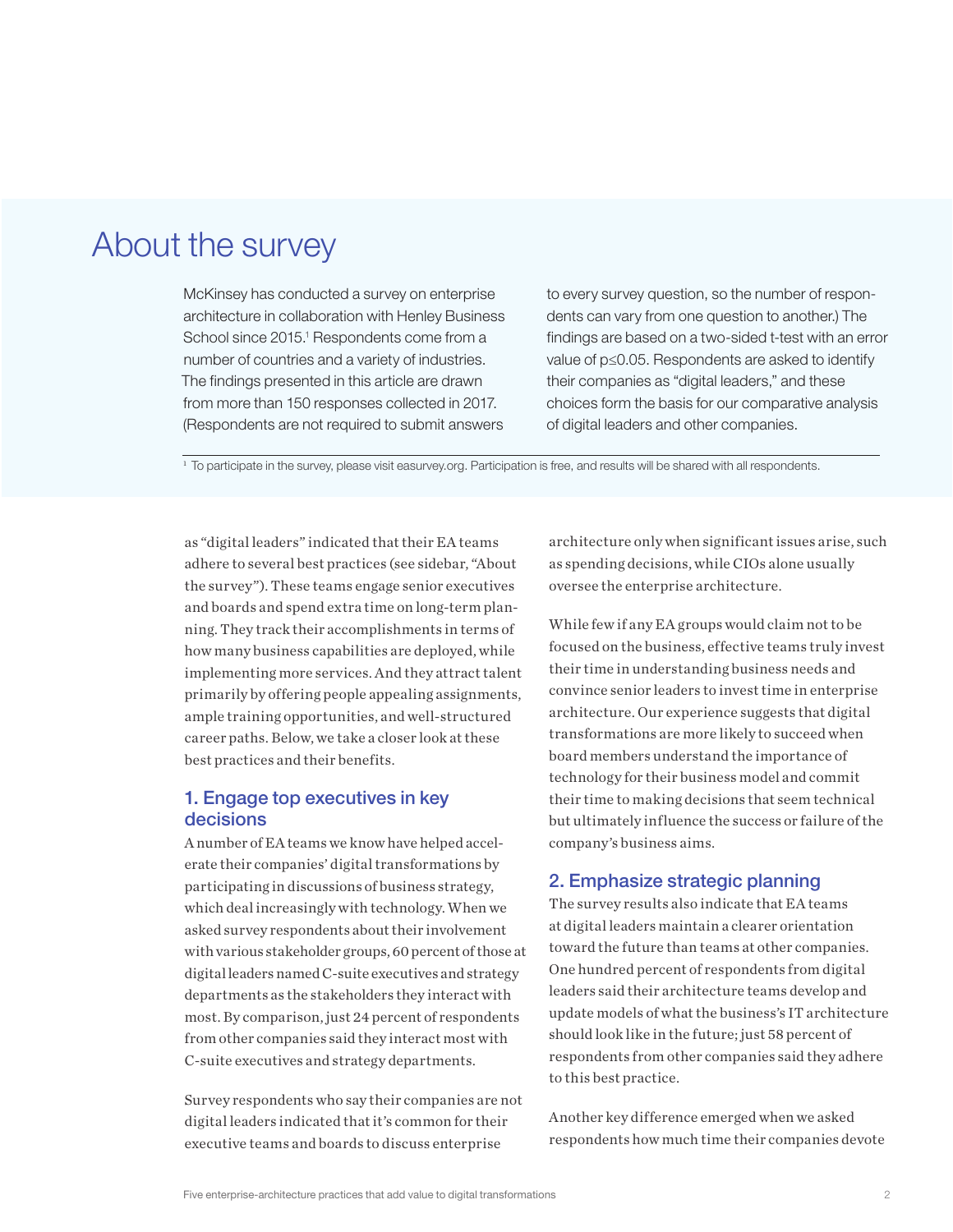## About the survey

McKinsey has conducted a survey on enterprise architecture in collaboration with Henley Business School since 2015.[1] Respondents come from a number of countries and a variety of industries. The findings presented in this article are drawn from more than 150 responses collected in 2017. (Respondents are not required to submit answers to every survey question, so the number of respondents can vary from one question to another.) The findings are based on a two-sided t-test with an error value of $p \leq 0.05$. Respondents are asked to identify their companies as "digital leaders," and these choices form the basis for our comparative analysis of digital leaders and other companies.

[1] To participate in the survey, please visit easurvey.org. Participation is free, and results will be shared with all respondents.

as "digital leaders" indicated that their EA teams adhere to several best practices (see sidebar, "About the survey"). These teams engage senior executives and boards and spend extra time on long-term planning. They track their accomplishments in terms of how many business capabilities are deployed, while implementing more services. And they attract talent primarily by offering people appealing assignments, ample training opportunities, and well-structured career paths. Below, we take a closer look at these best practices and their benefits.

### 1. Engage top executives in key decisions

A number of EA teams we know have helped accelerate their companies' digital transformations by participating in discussions of business strategy, which deal increasingly with technology. When we asked survey respondents about their involvement with various stakeholder groups, 60 percent of those at digital leaders named C-suite executives and strategy departments as the stakeholders they interact with most. By comparison, just 24 percent of respondents from other companies said they interact most with C-suite executives and strategy departments.

Survey respondents who say their companies are not digital leaders indicated that it's common for their executive teams and boards to discuss enterprise architecture only when significant issues arise, such as spending decisions, while CIOs alone usually oversee the enterprise architecture.

While few if any EA groups would claim not to be focused on the business, effective teams truly invest their time in understanding business needs and convince senior leaders to invest time in enterprise architecture. Our experience suggests that digital transformations are more likely to succeed when board members understand the importance of technology for their business model and commit their time to making decisions that seem technical but ultimately influence the success or failure of the company's business aims.

### 2. Emphasize strategic planning

The survey results also indicate that EA teams at digital leaders maintain a clearer orientation toward the future than teams at other companies. One hundred percent of respondents from digital leaders said their architecture teams develop and update models of what the business's IT architecture should look like in the future; just 58 percent of respondents from other companies said they adhere to this best practice.

Another key difference emerged when we asked respondents how much time their companies devote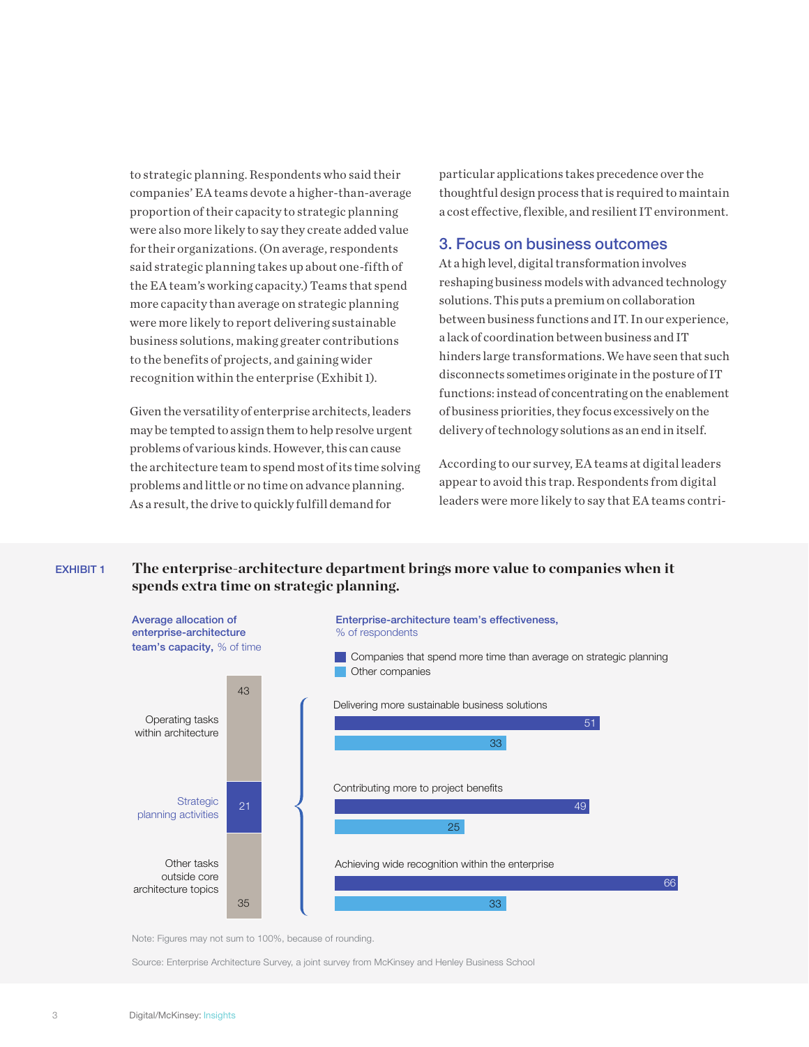to strategic planning. Respondents who said their companies' EA teams devote a higher-than-average proportion of their capacity to strategic planning were also more likely to say they create added value for their organizations. (On average, respondents said strategic planning takes up about one-fifth of the EA team's working capacity.) Teams that spend more capacity than average on strategic planning were more likely to report delivering sustainable business solutions, making greater contributions to the benefits of projects, and gaining wider recognition within the enterprise (Exhibit 1).

Given the versatility of enterprise architects, leaders may be tempted to assign them to help resolve urgent problems of various kinds. However, this can cause the architecture team to spend most of its time solving problems and little or no time on advance planning. As a result, the drive to quickly fulfill demand for particular applications takes precedence over the thoughtful design process that is required to maintain a cost effective, flexible, and resilient IT environment.

### 3. Focus on business outcomes

At a high level, digital transformation involves reshaping business models with advanced technology solutions. This puts a premium on collaboration between business functions and IT. In our experience, a lack of coordination between business and IT hinders large transformations. We have seen that such disconnects sometimes originate in the posture of IT functions: instead of concentrating on the enablement of business priorities, they focus excessively on the delivery of technology solutions as an end in itself.

According to our survey, EA teams at digital leaders appear to avoid this trap. Respondents from digital leaders were more likely to say that EA teams contri-

EXHIBIT 1

**The enterprise-architecture department brings more value to companies when it spends extra time on strategic planning.**

Average allocation of enterprise-architecture team's capacity, % of time

Operating tasks within architecture 43

Strategic planning activities 21

Other tasks outside core architecture topics 35

Enterprise-architecture team's effectiveness, % of respondents

Companies that spend more time than average on strategic planning

Other companies

Delivering more sustainable business solutions 51 33

Contributing more to project benefits 49 25

Achieving wide recognition within the enterprise 66 33

Note: Figures may not sum to 100%, because of rounding.

Source: Enterprise Architecture Survey, a joint survey from McKinsey and Henley Business School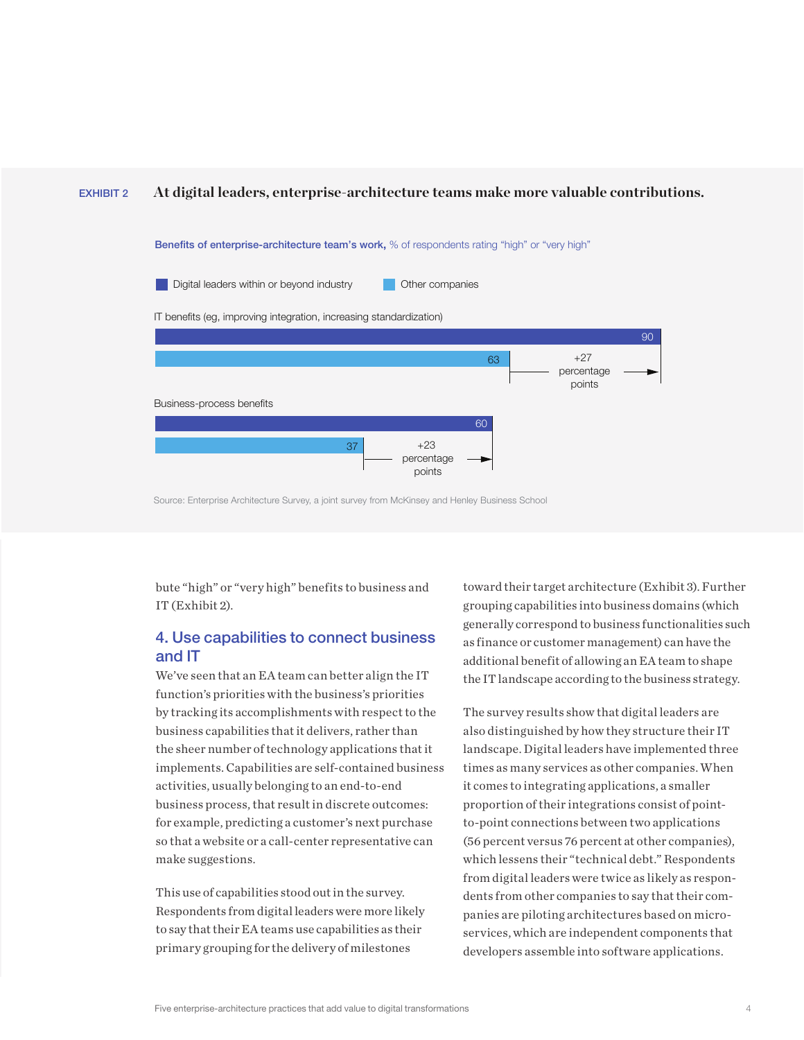EXHIBIT 2

**At digital leaders, enterprise-architecture teams make more valuable contributions.**

**Benefits of enterprise-architecture team's work,** % of respondents rating "high" or "very high"

Digital leaders within or beyond industry

Other companies

IT benefits (eg, improving integration, increasing standardization)

90

63

+27 percentage points

Business-process benefits

60

37

+23 percentage points

Source: Enterprise Architecture Survey, a joint survey from McKinsey and Henley Business School

bute "high" or "very high" benefits to business and IT (Exhibit 2).

## 4. Use capabilities to connect business and IT

We've seen that an EA team can better align the IT function's priorities with the business's priorities by tracking its accomplishments with respect to the business capabilities that it delivers, rather than the sheer number of technology applications that it implements. Capabilities are self-contained business activities, usually belonging to an end-to-end business process, that result in discrete outcomes: for example, predicting a customer's next purchase so that a website or a call-center representative can make suggestions.

This use of capabilities stood out in the survey. Respondents from digital leaders were more likely to say that their EA teams use capabilities as their primary grouping for the delivery of milestones toward their target architecture (Exhibit 3). Further grouping capabilities into business domains (which generally correspond to business functionalities such as finance or customer management) can have the additional benefit of allowing an EA team to shape the IT landscape according to the business strategy.

The survey results show that digital leaders are also distinguished by how they structure their IT landscape. Digital leaders have implemented three times as many services as other companies. When it comes to integrating applications, a smaller proportion of their integrations consist of point-to-point connections between two applications (56 percent versus 76 percent at other companies), which lessens their "technical debt." Respondents from digital leaders were twice as likely as respondents from other companies to say that their companies are piloting architectures based on micro-services, which are independent components that developers assemble into software applications.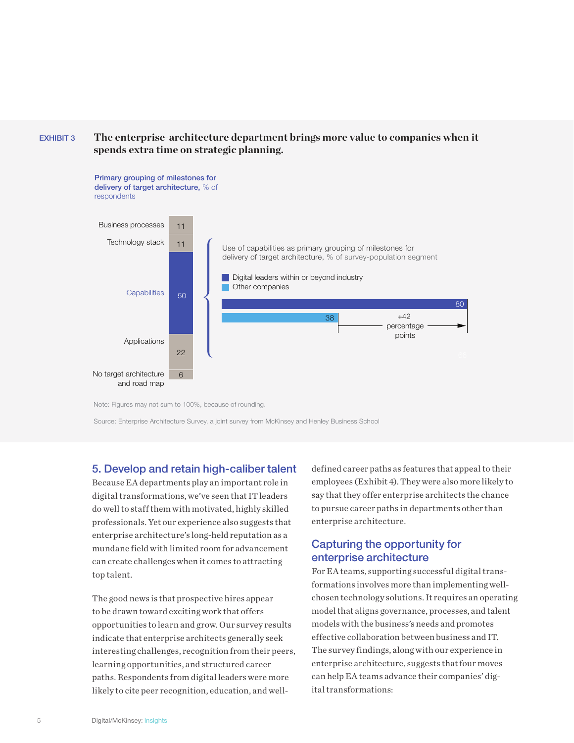EXHIBIT 3

**The enterprise-architecture department brings more value to companies when it spends extra time on strategic planning.**

Primary grouping of milestones for delivery of target architecture, % of respondents

Business processes 11

Technology stack 11

Capabilities 50

Applications 22

No target architecture and road map 6

Use of capabilities as primary grouping of milestones for delivery of target architecture, % of survey-population segment

Digital leaders within or beyond industry

Other companies

80

38

+42 percentage points

Note: Figures may not sum to 100%, because of rounding.

Source: Enterprise Architecture Survey, a joint survey from McKinsey and Henley Business School

## 5. Develop and retain high-caliber talent

Because EA departments play an important role in digital transformations, we've seen that IT leaders do well to staff them with motivated, highly skilled professionals. Yet our experience also suggests that enterprise architecture's long-held reputation as a mundane field with limited room for advancement can create challenges when it comes to attracting top talent.

The good news is that prospective hires appear to be drawn toward exciting work that offers opportunities to learn and grow. Our survey results indicate that enterprise architects generally seek interesting challenges, recognition from their peers, learning opportunities, and structured career paths. Respondents from digital leaders were more likely to cite peer recognition, education, and well-defined career paths as features that appeal to their employees (Exhibit 4). They were also more likely to say that they offer enterprise architects the chance to pursue career paths in departments other than enterprise architecture.

## Capturing the opportunity for enterprise architecture

For EA teams, supporting successful digital transformations involves more than implementing well-chosen technology solutions. It requires an operating model that aligns governance, processes, and talent models with the business's needs and promotes effective collaboration between business and IT. The survey findings, along with our experience in enterprise architecture, suggests that four moves can help EA teams advance their companies' digital transformations: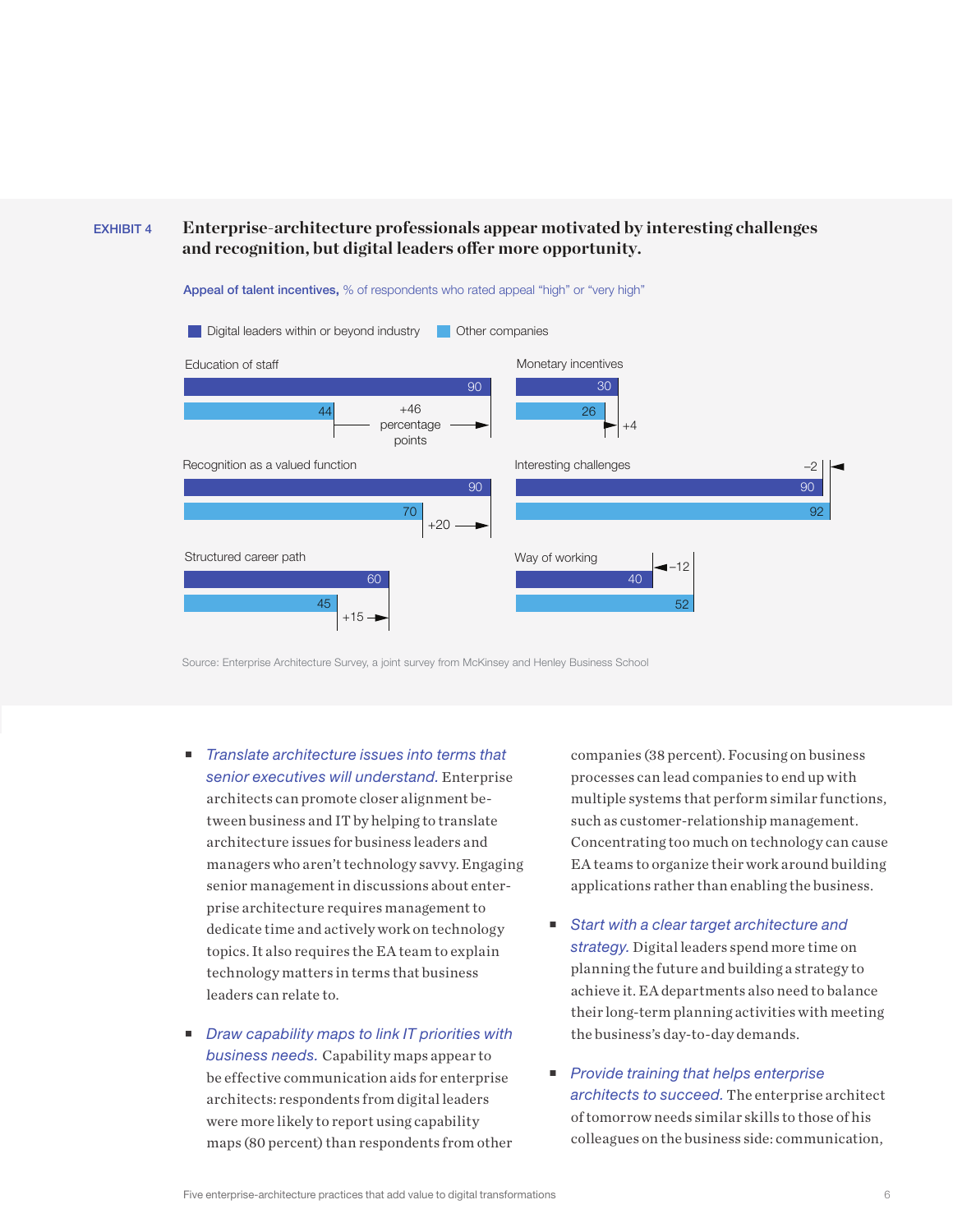EXHIBIT 4

**Enterprise-architecture professionals appear motivated by interesting challenges and recognition, but digital leaders offer more opportunity.**

Appeal of talent incentives, % of respondents who rated appeal "high" or "very high"

Digital leaders within or beyond industry
Other companies

Education of staff
90
44
+46 percentage points

Monetary incentives
30
26
+4

Recognition as a valued function
90
70
+20

Interesting challenges
–2
90
92

Structured career path
60
45
+15

Way of working
–12
40
52

Source: Enterprise Architecture Survey, a joint survey from McKinsey and Henley Business School

- *Translate architecture issues into terms that senior executives will understand.* Enterprise architects can promote closer alignment between business and IT by helping to translate architecture issues for business leaders and managers who aren't technology savvy. Engaging senior management in discussions about enterprise architecture requires management to dedicate time and actively work on technology topics. It also requires the EA team to explain technology matters in terms that business leaders can relate to.

- *Draw capability maps to link IT priorities with business needs.* Capability maps appear to be effective communication aids for enterprise architects: respondents from digital leaders were more likely to report using capability maps (80 percent) than respondents from other companies (38 percent). Focusing on business processes can lead companies to end up with multiple systems that perform similar functions, such as customer-relationship management. Concentrating too much on technology can cause EA teams to organize their work around building applications rather than enabling the business.

- *Start with a clear target architecture and strategy.* Digital leaders spend more time on planning the future and building a strategy to achieve it. EA departments also need to balance their long-term planning activities with meeting the business's day-to-day demands.

- *Provide training that helps enterprise architects to succeed.* The enterprise architect of tomorrow needs similar skills to those of his colleagues on the business side: communication,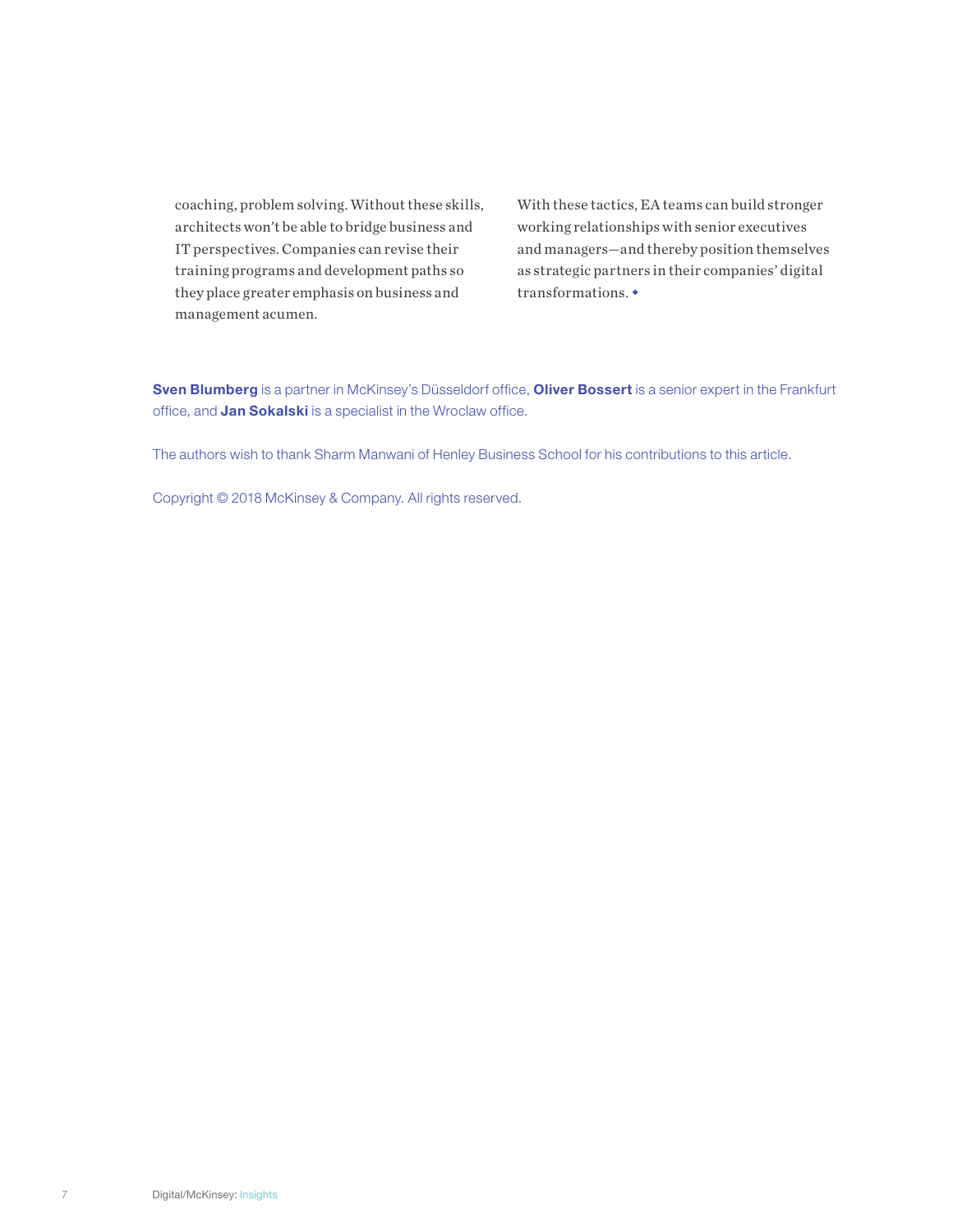coaching, problem solving. Without these skills, architects won't be able to bridge business and IT perspectives. Companies can revise their training programs and development paths so they place greater emphasis on business and management acumen.

With these tactics, EA teams can build stronger working relationships with senior executives and managers—and thereby position themselves as strategic partners in their companies' digital transformations. ◆

**Sven Blumberg** is a partner in McKinsey's Düsseldorf office, **Oliver Bossert** is a senior expert in the Frankfurt office, and **Jan Sokalski** is a specialist in the Wroclaw office.

The authors wish to thank Sharm Manwani of Henley Business School for his contributions to this article.

Copyright © 2018 McKinsey & Company. All rights reserved.